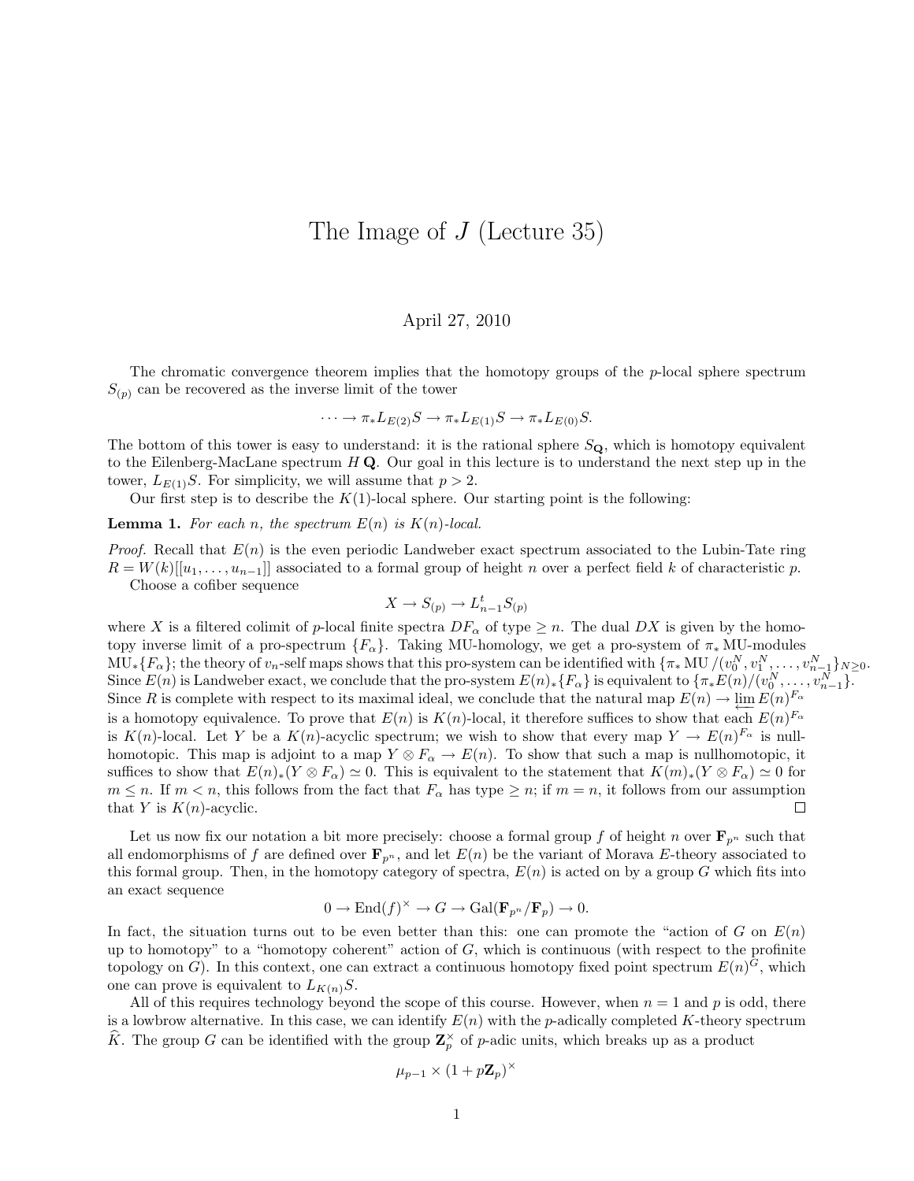# The Image of $J$ (Lecture 35)

April 27, 2010

The chromatic convergence theorem implies that the homotopy groups of the $p$-local sphere spectrum $S_{(p)}$ can be recovered as the inverse limit of the tower

$$\cdots \to \pi_* L_{E(2)} S \to \pi_* L_{E(1)} S \to \pi_* L_{E(0)} S.$$

The bottom of this tower is easy to understand: it is the rational sphere $S_{\mathbf{Q}}$, which is homotopy equivalent to the Eilenberg-MacLane spectrum $H\mathbf{Q}$. Our goal in this lecture is to understand the next step up in the tower, $L_{E(1)} S$. For simplicity, we will assume that $p > 2$.

Our first step is to describe the $K(1)$-local sphere. Our starting point is the following:

**Lemma 1.** *For each $n$, the spectrum $E(n)$ is $K(n)$-local.*

*Proof.* Recall that $E(n)$ is the even periodic Landweber exact spectrum associated to the Lubin-Tate ring $R = W(k)[[u_1, \ldots, u_{n-1}]]$ associated to a formal group of height $n$ over a perfect field $k$ of characteristic $p$.

Choose a cofiber sequence

$$X \to S_{(p)} \to L^t_{n-1} S_{(p)}$$

where $X$ is a filtered colimit of $p$-local finite spectra $DF_\alpha$ of type $\geq n$. The dual $DX$ is given by the homotopy inverse limit of a pro-spectrum $\{F_\alpha\}$. Taking MU-homology, we get a pro-system of $\pi_* \mathrm{MU}$-modules $\mathrm{MU}_*\{F_\alpha\}$; the theory of $v_n$-self maps shows that this pro-system can be identified with $\{\pi_* \mathrm{MU}/(v_0^N, v_1^N, \ldots, v_{n-1}^N\}_{N \geq 0}$. Since $E(n)$ is Landweber exact, we conclude that the pro-system $E(n)_*\{F_\alpha\}$ is equivalent to $\{\pi_* E(n)/(v_0^N, \ldots, v_{n-1}^N\}$. Since $R$ is complete with respect to its maximal ideal, we conclude that the natural map $E(n) \to \varprojlim E(n)^{F_\alpha}$ is a homotopy equivalence. To prove that $E(n)$ is $K(n)$-local, it therefore suffices to show that each $E(n)^{F_\alpha}$ is $K(n)$-local. Let $Y$ be a $K(n)$-acyclic spectrum; we wish to show that every map $Y \to E(n)^{F_\alpha}$ is nullhomotopic. This map is adjoint to a map $Y \otimes F_\alpha \to E(n)$. To show that such a map is nullhomotopic, it suffices to show that $E(n)_*(Y \otimes F_\alpha) \simeq 0$. This is equivalent to the statement that $K(m)_*(Y \otimes F_\alpha) \simeq 0$ for $m \leq n$. If $m < n$, this follows from the fact that $F_\alpha$ has type $\geq n$; if $m = n$, it follows from our assumption that $Y$ is $K(n)$-acyclic. $\square$

Let us now fix our notation a bit more precisely: choose a formal group $f$ of height $n$ over $\mathbf{F}_{p^n}$ such that all endomorphisms of $f$ are defined over $\mathbf{F}_{p^n}$, and let $E(n)$ be the variant of Morava $E$-theory associated to this formal group. Then, in the homotopy category of spectra, $E(n)$ is acted on by a group $G$ which fits into an exact sequence

$$0 \to \mathrm{End}(f)^\times \to G \to \mathrm{Gal}(\mathbf{F}_{p^n}/\mathbf{F}_p) \to 0.$$

In fact, the situation turns out to be even better than this: one can promote the "action of $G$ on $E(n)$ up to homotopy" to a "homotopy coherent" action of $G$, which is continuous (with respect to the profinite topology on $G$). In this context, one can extract a continuous homotopy fixed point spectrum $E(n)^G$, which one can prove is equivalent to $L_{K(n)} S$.

All of this requires technology beyond the scope of this course. However, when $n = 1$ and $p$ is odd, there is a lowbrow alternative. In this case, we can identify $E(n)$ with the $p$-adically completed $K$-theory spectrum $\widehat{K}$. The group $G$ can be identified with the group $\mathbf{Z}_p^\times$ of $p$-adic units, which breaks up as a product

$$\mu_{p-1} \times (1 + p\mathbf{Z}_p)^\times$$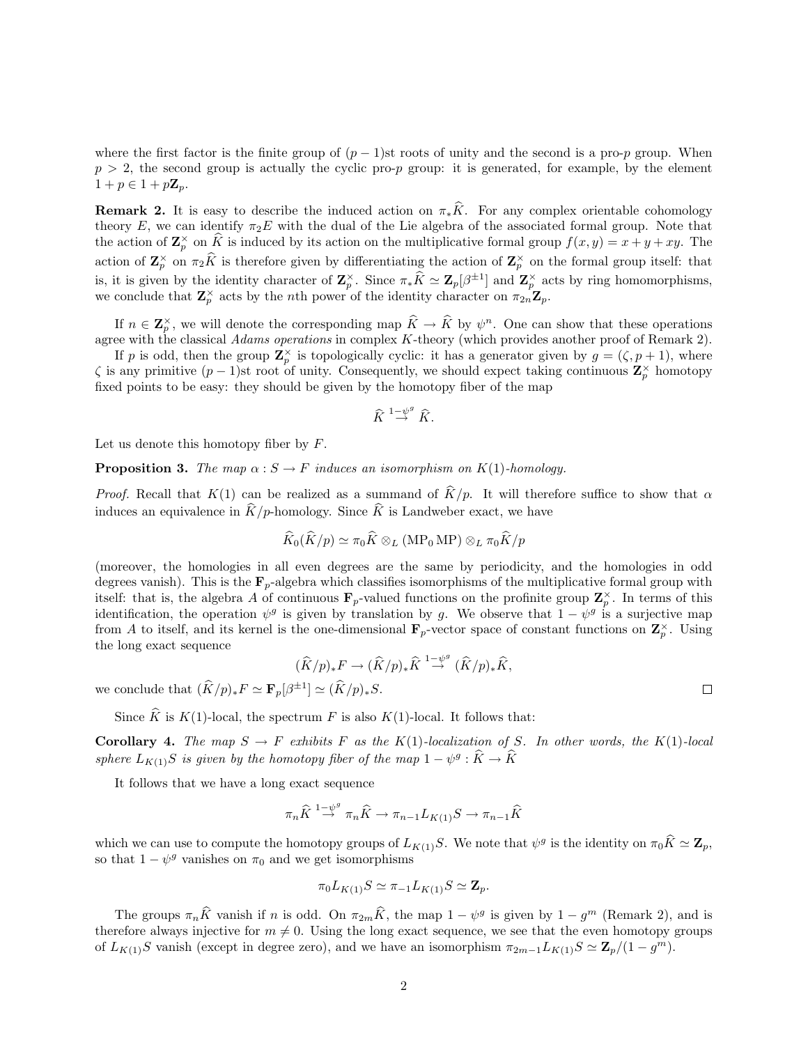where the first factor is the finite group of $(p-1)$st roots of unity and the second is a pro-$p$ group. When $p > 2$, the second group is actually the cyclic pro-$p$ group: it is generated, for example, by the element $1 + p \in 1 + p\mathbf{Z}_p$.

**Remark 2.** It is easy to describe the induced action on $\pi_* \widehat{K}$. For any complex orientable cohomology theory $E$, we can identify $\pi_2 E$ with the dual of the Lie algebra of the associated formal group. Note that the action of $\mathbf{Z}_p^\times$ on $\widehat{K}$ is induced by its action on the multiplicative formal group $f(x,y) = x + y + xy$. The action of $\mathbf{Z}_p^\times$ on $\pi_2 \widehat{K}$ is therefore given by differentiating the action of $\mathbf{Z}_p^\times$ on the formal group itself: that is, it is given by the identity character of $\mathbf{Z}_p^\times$. Since $\pi_* \widehat{K} \simeq \mathbf{Z}_p[\beta^{\pm 1}]$ and $\mathbf{Z}_p^\times$ acts by ring homomorphisms, we conclude that $\mathbf{Z}_p^\times$ acts by the $n$th power of the identity character on $\pi_{2n} \mathbf{Z}_p$.

If $n \in \mathbf{Z}_p^\times$, we will denote the corresponding map $\widehat{K} \to \widehat{K}$ by $\psi^n$. One can show that these operations agree with the classical *Adams operations* in complex $K$-theory (which provides another proof of Remark 2).

If $p$ is odd, then the group $\mathbf{Z}_p^\times$ is topologically cyclic: it has a generator given by $g = (\zeta, p+1)$, where $\zeta$ is any primitive $(p-1)$st root of unity. Consequently, we should expect taking continuous $\mathbf{Z}_p^\times$ homotopy fixed points to be easy: they should be given by the homotopy fiber of the map

$$\widehat{K} \stackrel{1-\psi^g}{\to} \widehat{K}.$$

Let us denote this homotopy fiber by $F$.

**Proposition 3.** *The map $\alpha : S \to F$ induces an isomorphism on $K(1)$-homology.*

*Proof.* Recall that $K(1)$ can be realized as a summand of $\widehat{K}/p$. It will therefore suffice to show that $\alpha$ induces an equivalence in $\widehat{K}/p$-homology. Since $\widehat{K}$ is Landweber exact, we have

$$\widehat{K}_0(\widehat{K}/p) \simeq \pi_0 \widehat{K} \otimes_L (\mathrm{MP}_0 \, \mathrm{MP}) \otimes_L \pi_0 \widehat{K}/p$$

(moreover, the homologies in all even degrees are the same by periodicity, and the homologies in odd degrees vanish). This is the $\mathbf{F}_p$-algebra which classifies isomorphisms of the multiplicative formal group with itself: that is, the algebra $A$ of continuous $\mathbf{F}_p$-valued functions on the profinite group $\mathbf{Z}_p^\times$. In terms of this identification, the operation $\psi^g$ is given by translation by $g$. We observe that $1 - \psi^g$ is a surjective map from $A$ to itself, and its kernel is the one-dimensional $\mathbf{F}_p$-vector space of constant functions on $\mathbf{Z}_p^\times$. Using the long exact sequence

$$(\widehat{K}/p)_* F \to (\widehat{K}/p)_* \widehat{K} \stackrel{1-\psi^g}{\to} (\widehat{K}/p)_* \widehat{K},$$

we conclude that $(\widehat{K}/p)_* F \simeq \mathbf{F}_p[\beta^{\pm 1}] \simeq (\widehat{K}/p)_* S$. $\square$

Since $\widehat{K}$ is $K(1)$-local, the spectrum $F$ is also $K(1)$-local. It follows that:

**Corollary 4.** *The map $S \to F$ exhibits $F$ as the $K(1)$-localization of $S$. In other words, the $K(1)$-local sphere $L_{K(1)} S$ is given by the homotopy fiber of the map $1 - \psi^g : \widehat{K} \to \widehat{K}$*

It follows that we have a long exact sequence

$$\pi_n \widehat{K} \stackrel{1-\psi^g}{\to} \pi_n \widehat{K} \to \pi_{n-1} L_{K(1)} S \to \pi_{n-1} \widehat{K}$$

which we can use to compute the homotopy groups of $L_{K(1)} S$. We note that $\psi^g$ is the identity on $\pi_0 \widehat{K} \simeq \mathbf{Z}_p$, so that $1 - \psi^g$ vanishes on $\pi_0$ and we get isomorphisms

$$\pi_0 L_{K(1)} S \simeq \pi_{-1} L_{K(1)} S \simeq \mathbf{Z}_p.$$

The groups $\pi_n \widehat{K}$ vanish if $n$ is odd. On $\pi_{2m} \widehat{K}$, the map $1 - \psi^g$ is given by $1 - g^m$ (Remark 2), and is therefore always injective for $m \neq 0$. Using the long exact sequence, we see that the even homotopy groups of $L_{K(1)} S$ vanish (except in degree zero), and we have an isomorphism $\pi_{2m-1} L_{K(1)} S \simeq \mathbf{Z}_p/(1 - g^m)$.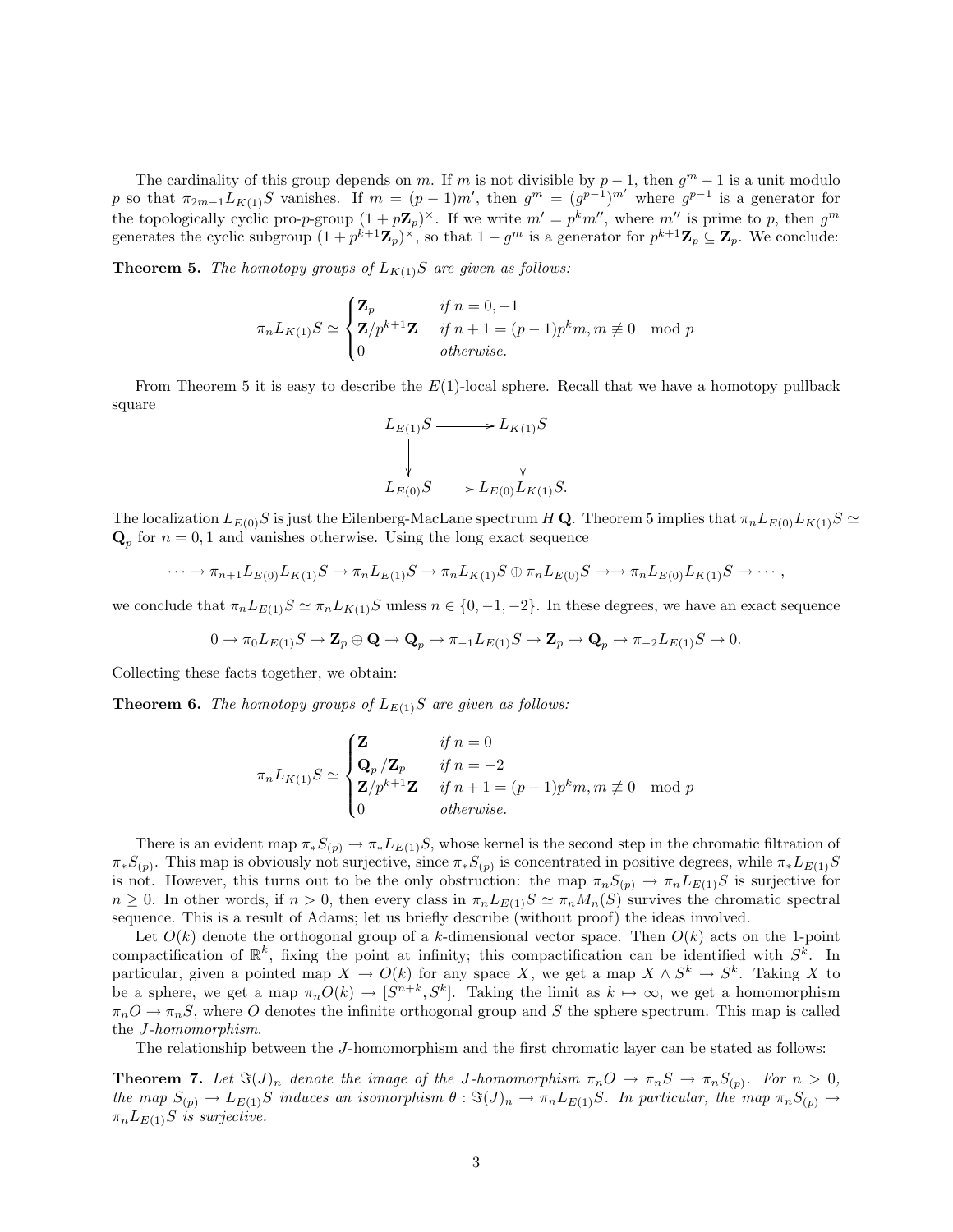The cardinality of this group depends on $m$. If $m$ is not divisible by $p-1$, then $g^m - 1$ is a unit modulo $p$ so that $\pi_{2m-1} L_{K(1)} S$ vanishes. If $m = (p-1)m'$, then $g^m = (g^{p-1})^{m'}$ where $g^{p-1}$ is a generator for the topologically cyclic pro-$p$-group $(1 + p\mathbf{Z}_p)^\times$. If we write $m' = p^k m''$, where $m''$ is prime to $p$, then $g^m$ generates the cyclic subgroup $(1 + p^{k+1}\mathbf{Z}_p)^\times$, so that $1 - g^m$ is a generator for $p^{k+1}\mathbf{Z}_p \subseteq \mathbf{Z}_p$. We conclude:

**Theorem 5.** *The homotopy groups of $L_{K(1)}S$ are given as follows:*

$$\pi_n L_{K(1)} S \simeq \begin{cases} \mathbf{Z}_p & \text{if } n = 0, -1 \\ \mathbf{Z}/p^{k+1}\mathbf{Z} & \text{if } n+1 = (p-1)p^k m, m \not\equiv 0 \mod p \\ 0 & \text{otherwise.} \end{cases}$$

From Theorem 5 it is easy to describe the $E(1)$-local sphere. Recall that we have a homotopy pullback square

$$\begin{array}{ccc} L_{E(1)}S & \longrightarrow & L_{K(1)}S \\ \downarrow & & \downarrow \\ L_{E(0)}S & \longrightarrow & L_{E(0)}L_{K(1)}S. \end{array}$$

The localization $L_{E(0)}S$ is just the Eilenberg-MacLane spectrum $H\,\mathbf{Q}$. Theorem 5 implies that $\pi_n L_{E(0)} L_{K(1)} S \simeq \mathbf{Q}_p$ for $n = 0, 1$ and vanishes otherwise. Using the long exact sequence

$$\cdots \to \pi_{n+1} L_{E(0)} L_{K(1)} S \to \pi_n L_{E(1)} S \to \pi_n L_{K(1)} S \oplus \pi_n L_{E(0)} S \to\to \pi_n L_{E(0)} L_{K(1)} S \to \cdots,$$

we conclude that $\pi_n L_{E(1)} S \simeq \pi_n L_{K(1)} S$ unless $n \in \{0, -1, -2\}$. In these degrees, we have an exact sequence

$$0 \to \pi_0 L_{E(1)} S \to \mathbf{Z}_p \oplus \mathbf{Q} \to \mathbf{Q}_p \to \pi_{-1} L_{E(1)} S \to \mathbf{Z}_p \to \mathbf{Q}_p \to \pi_{-2} L_{E(1)} S \to 0.$$

Collecting these facts together, we obtain:

**Theorem 6.** *The homotopy groups of $L_{E(1)}S$ are given as follows:*

$$\pi_n L_{K(1)} S \simeq \begin{cases} \mathbf{Z} & \text{if } n = 0 \\ \mathbf{Q}_p/\mathbf{Z}_p & \text{if } n = -2 \\ \mathbf{Z}/p^{k+1}\mathbf{Z} & \text{if } n+1 = (p-1)p^k m, m \not\equiv 0 \mod p \\ 0 & \text{otherwise.} \end{cases}$$

There is an evident map $\pi_* S_{(p)} \to \pi_* L_{E(1)} S$, whose kernel is the second step in the chromatic filtration of $\pi_* S_{(p)}$. This map is obviously not surjective, since $\pi_* S_{(p)}$ is concentrated in positive degrees, while $\pi_* L_{E(1)} S$ is not. However, this turns out to be the only obstruction: the map $\pi_n S_{(p)} \to \pi_n L_{E(1)} S$ is surjective for $n \geq 0$. In other words, if $n > 0$, then every class in $\pi_n L_{E(1)} S \simeq \pi_n M_n(S)$ survives the chromatic spectral sequence. This is a result of Adams; let us briefly describe (without proof) the ideas involved.

Let $O(k)$ denote the orthogonal group of a $k$-dimensional vector space. Then $O(k)$ acts on the 1-point compactification of $\mathbb{R}^k$, fixing the point at infinity; this compactification can be identified with $S^k$. In particular, given a pointed map $X \to O(k)$ for any space $X$, we get a map $X \wedge S^k \to S^k$. Taking $X$ to be a sphere, we get a map $\pi_n O(k) \to [S^{n+k}, S^k]$. Taking the limit as $k \mapsto \infty$, we get a homomorphism $\pi_n O \to \pi_n S$, where $O$ denotes the infinite orthogonal group and $S$ the sphere spectrum. This map is called the *$J$-homomorphism*.

The relationship between the $J$-homomorphism and the first chromatic layer can be stated as follows:

**Theorem 7.** *Let $\Im(J)_n$ denote the image of the $J$-homomorphism $\pi_n O \to \pi_n S \to \pi_n S_{(p)}$. For $n > 0$, the map $S_{(p)} \to L_{E(1)} S$ induces an isomorphism $\theta : \Im(J)_n \to \pi_n L_{E(1)} S$. In particular, the map $\pi_n S_{(p)} \to \pi_n L_{E(1)} S$ is surjective.*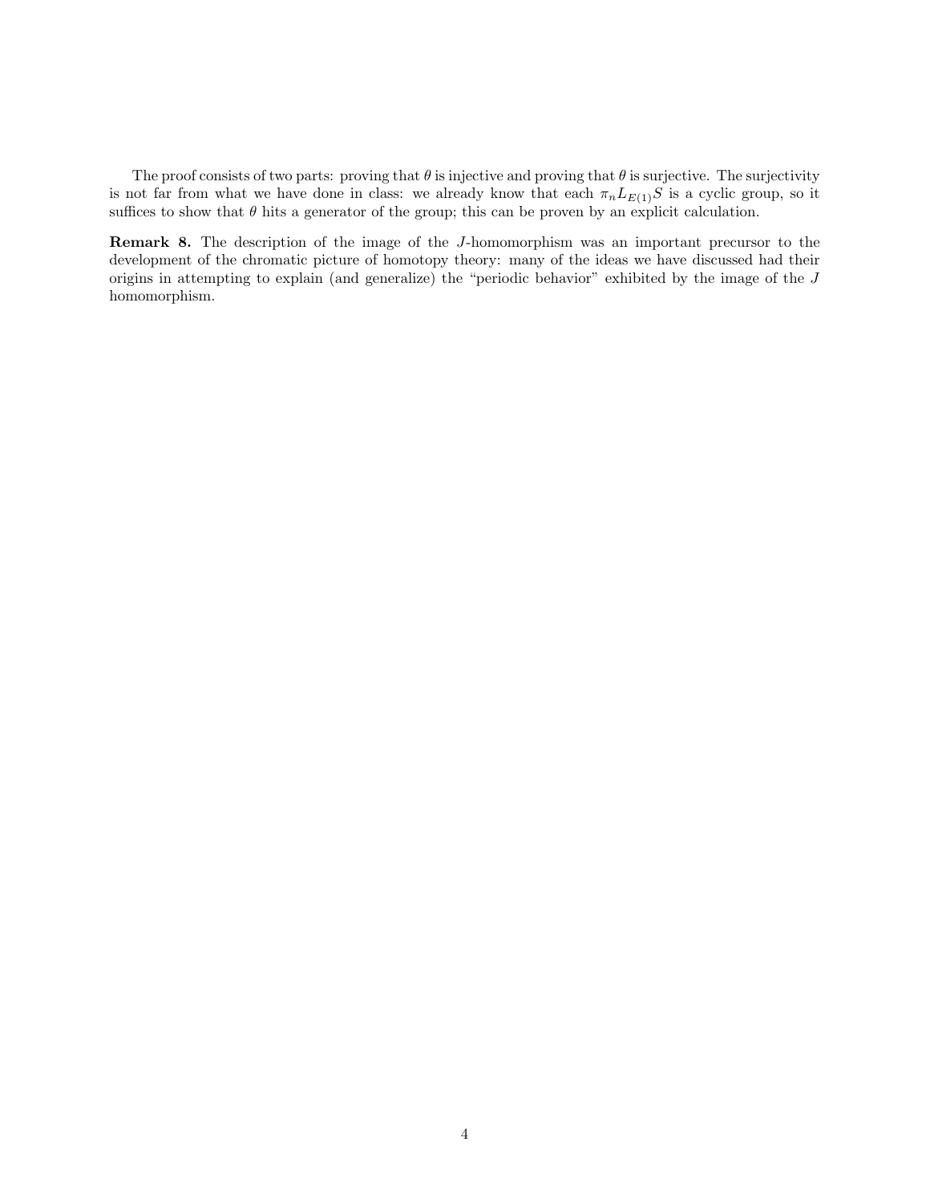The proof consists of two parts: proving that $\theta$ is injective and proving that $\theta$ is surjective. The surjectivity is not far from what we have done in class: we already know that each $\pi_n L_{E(1)} S$ is a cyclic group, so it suffices to show that $\theta$ hits a generator of the group; this can be proven by an explicit calculation.

**Remark 8.** The description of the image of the $J$-homomorphism was an important precursor to the development of the chromatic picture of homotopy theory: many of the ideas we have discussed had their origins in attempting to explain (and generalize) the "periodic behavior" exhibited by the image of the $J$ homomorphism.